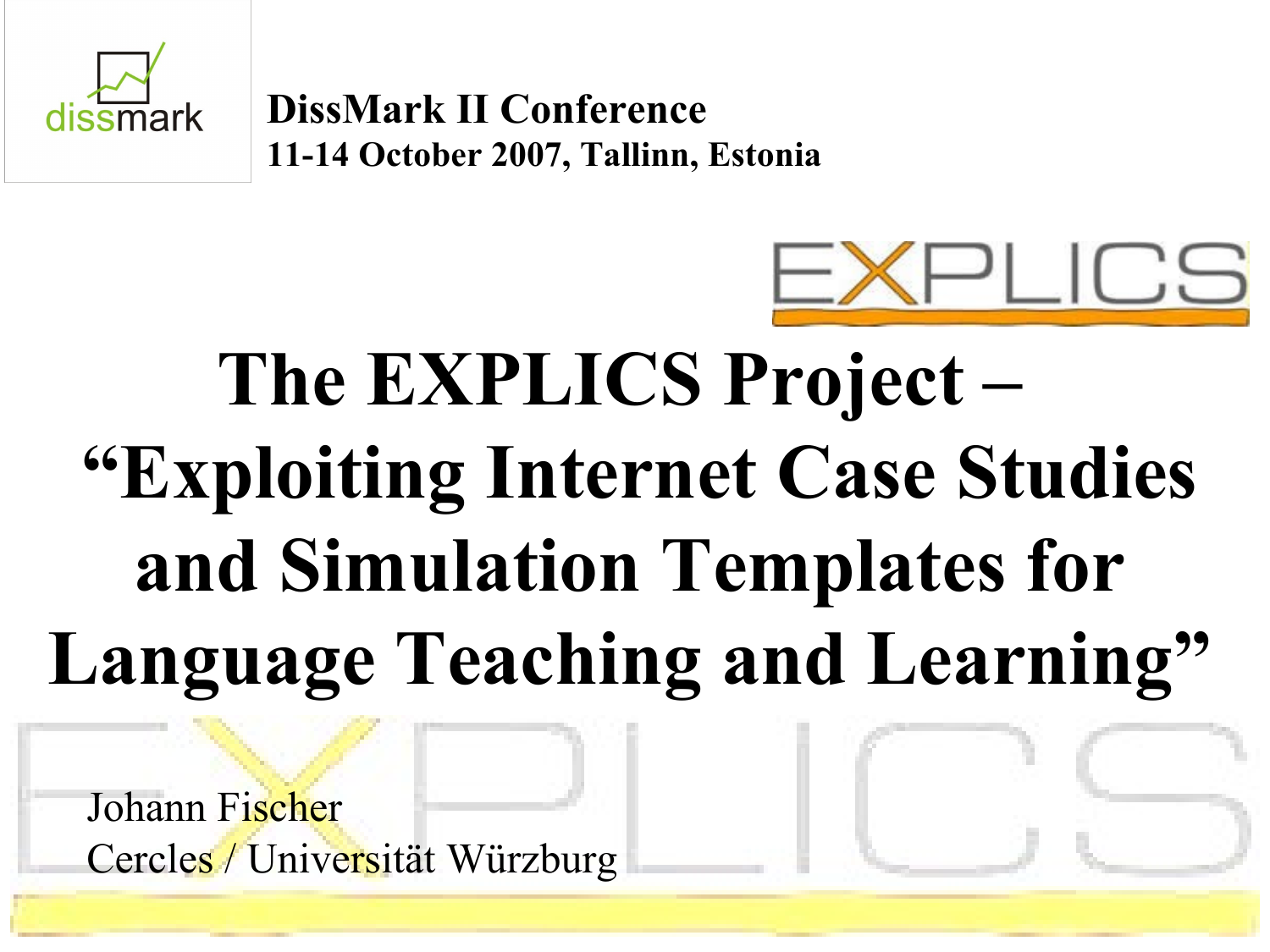dissmark

**DissMark II Conference**
**11-14 October 2007, Tallinn, Estonia**

EXPLICS

# The EXPLICS Project – "Exploiting Internet Case Studies and Simulation Templates for Language Teaching and Learning"

Johann Fischer
Cercles / Universität Würzburg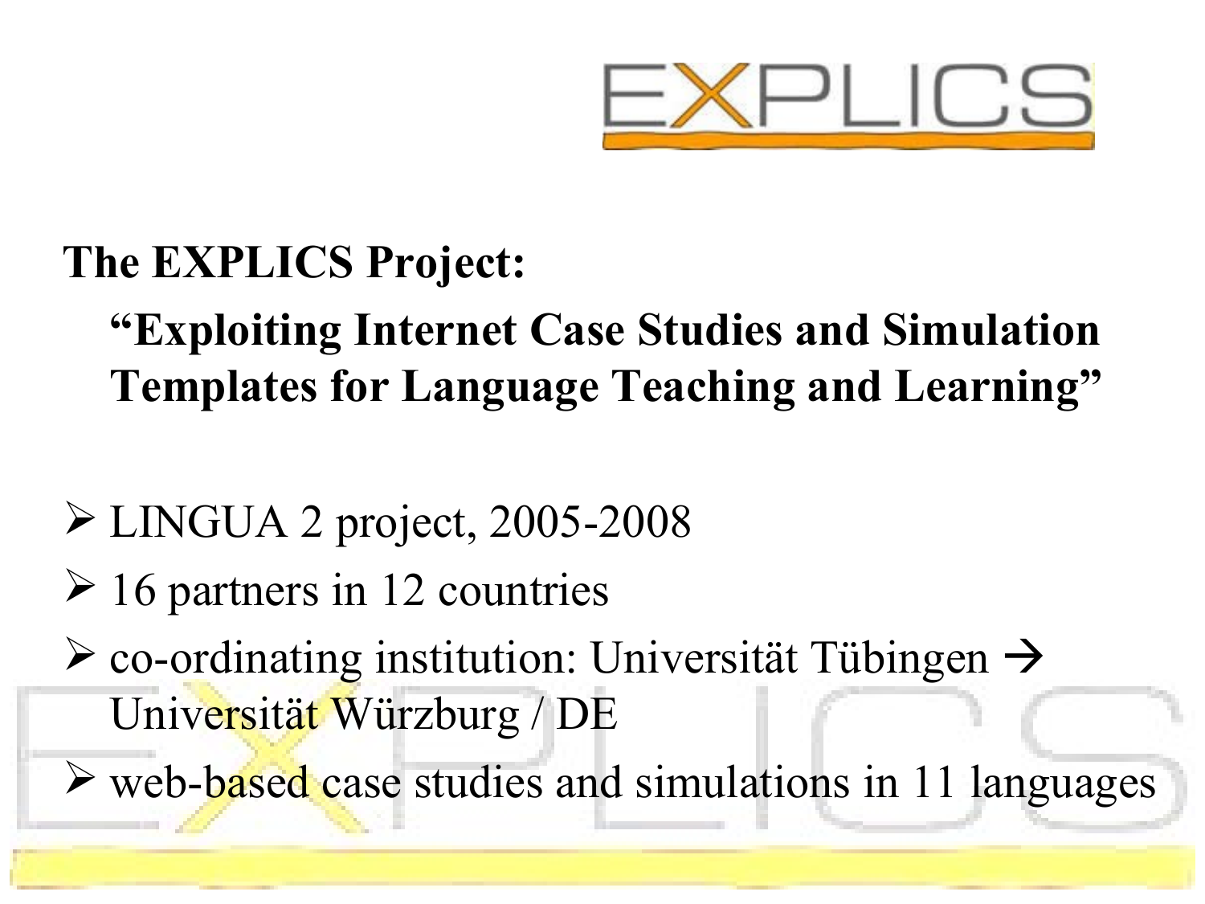## The EXPLICS Project:

**"Exploiting Internet Case Studies and Simulation Templates for Language Teaching and Learning"**

- LINGUA 2 project, 2005-2008
- 16 partners in 12 countries
- co-ordinating institution: Universität Tübingen → Universität Würzburg / DE
- web-based case studies and simulations in 11 languages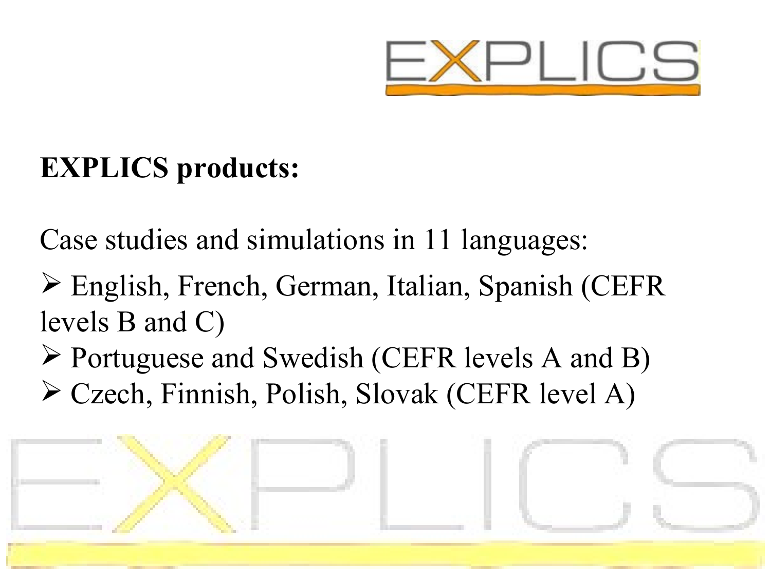**EXPLICS products:**

Case studies and simulations in 11 languages:

- English, French, German, Italian, Spanish (CEFR levels B and C)
- Portuguese and Swedish (CEFR levels A and B)
- Czech, Finnish, Polish, Slovak (CEFR level A)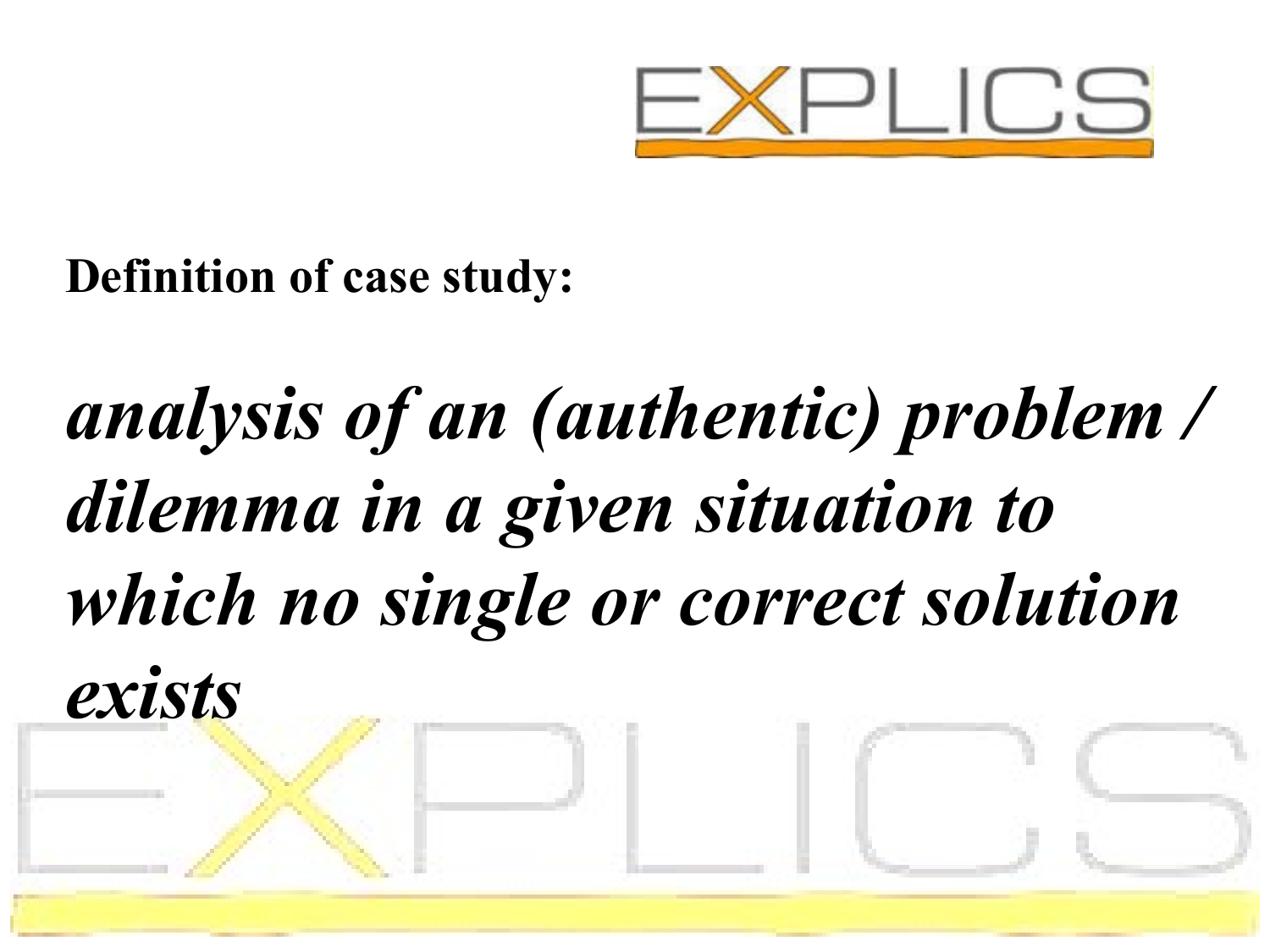**Definition of case study:**

***analysis of an (authentic) problem / dilemma in a given situation to which no single or correct solution exists***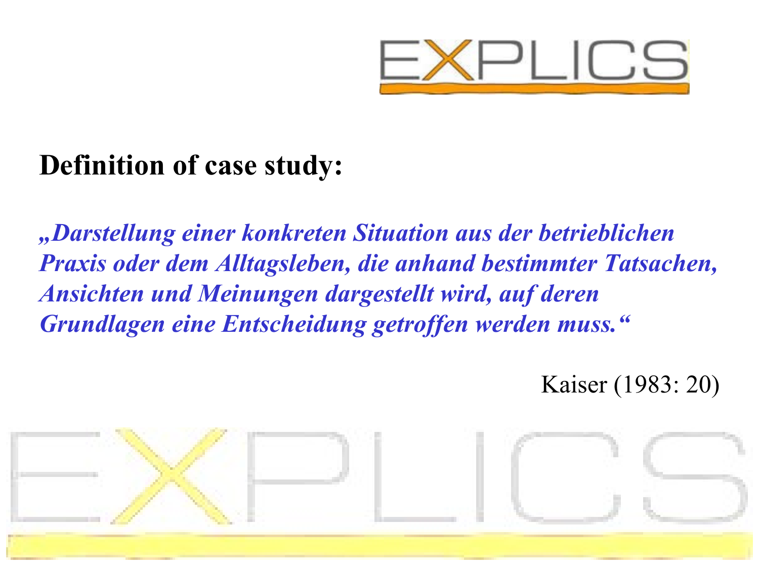## Definition of case study:

***„Darstellung einer konkreten Situation aus der betrieblichen Praxis oder dem Alltagsleben, die anhand bestimmter Tatsachen, Ansichten und Meinungen dargestellt wird, auf deren Grundlagen eine Entscheidung getroffen werden muss.“***

Kaiser (1983: 20)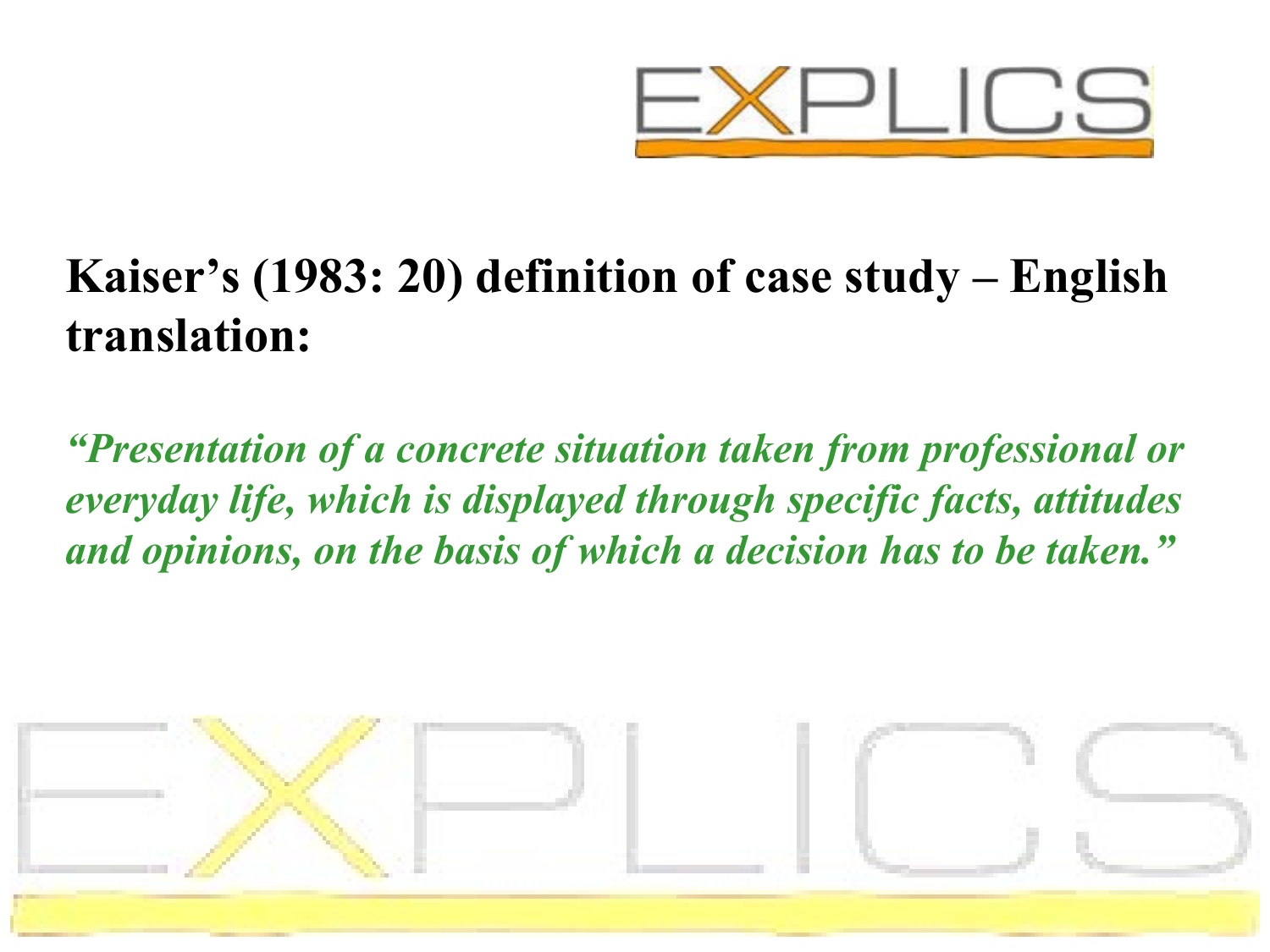**Kaiser's (1983: 20) definition of case study – English translation:**

***"Presentation of a concrete situation taken from professional or everyday life, which is displayed through specific facts, attitudes and opinions, on the basis of which a decision has to be taken."***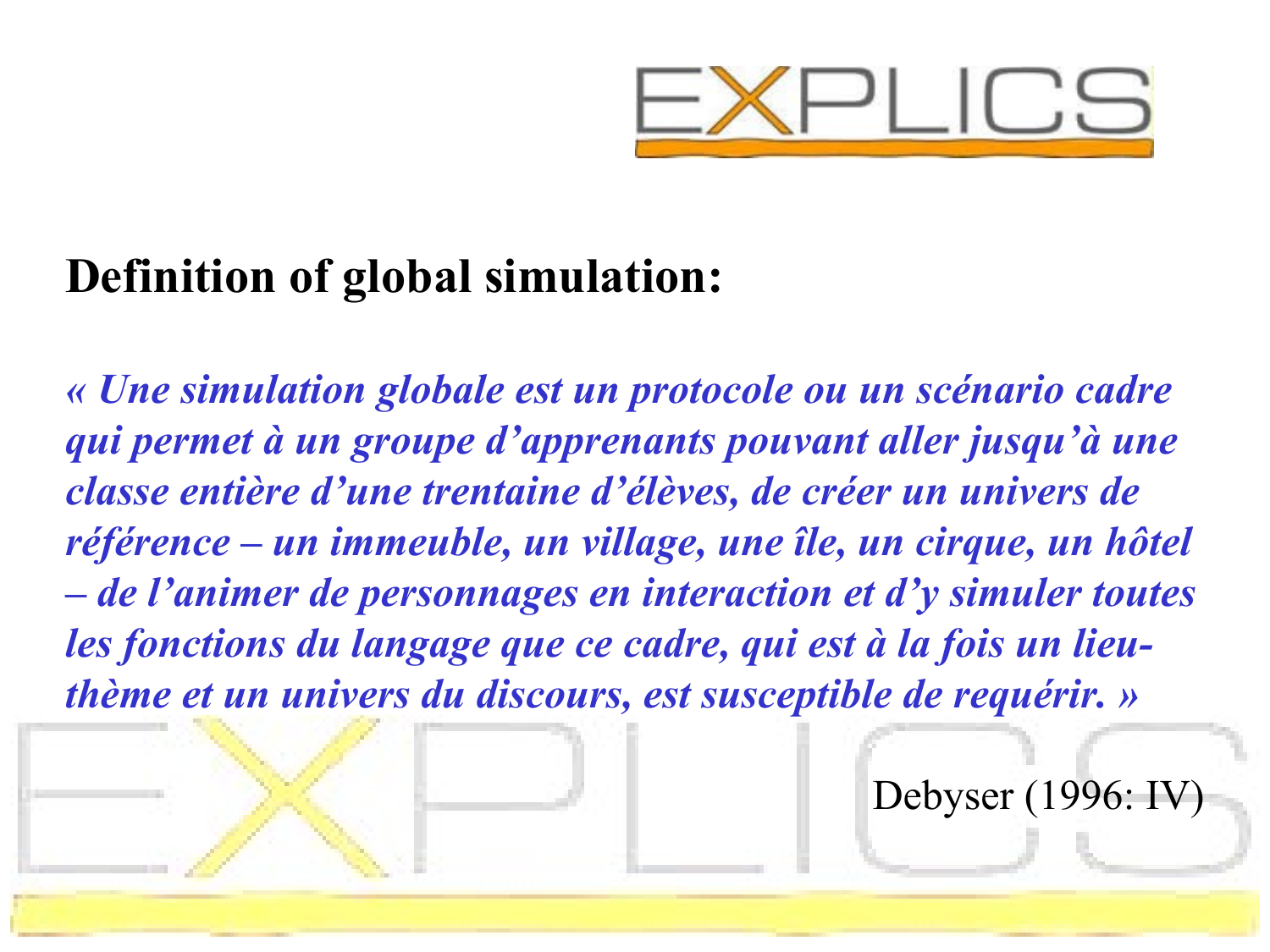## Definition of global simulation:

***« Une simulation globale est un protocole ou un scénario cadre qui permet à un groupe d'apprenants pouvant aller jusqu'à une classe entière d'une trentaine d'élèves, de créer un univers de référence – un immeuble, un village, une île, un cirque, un hôtel – de l'animer de personnages en interaction et d'y simuler toutes les fonctions du langage que ce cadre, qui est à la fois un lieu-thème et un univers du discours, est susceptible de requérir. »***

Debyser (1996: IV)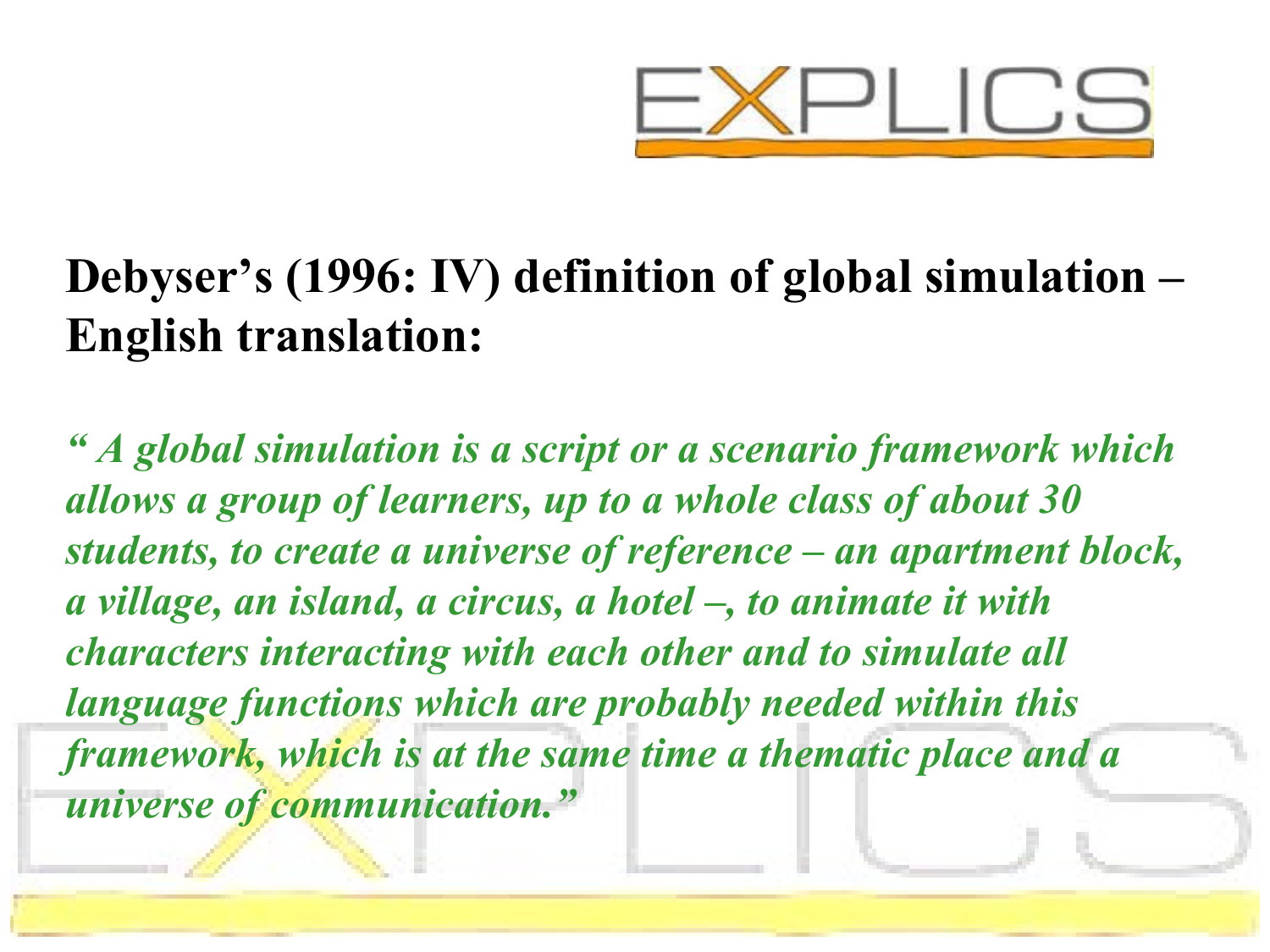## Debyser's (1996: IV) definition of global simulation – English translation:

*" A global simulation is a script or a scenario framework which allows a group of learners, up to a whole class of about 30 students, to create a universe of reference – an apartment block, a village, an island, a circus, a hotel –, to animate it with characters interacting with each other and to simulate all language functions which are probably needed within this framework, which is at the same time a thematic place and a universe of communication."*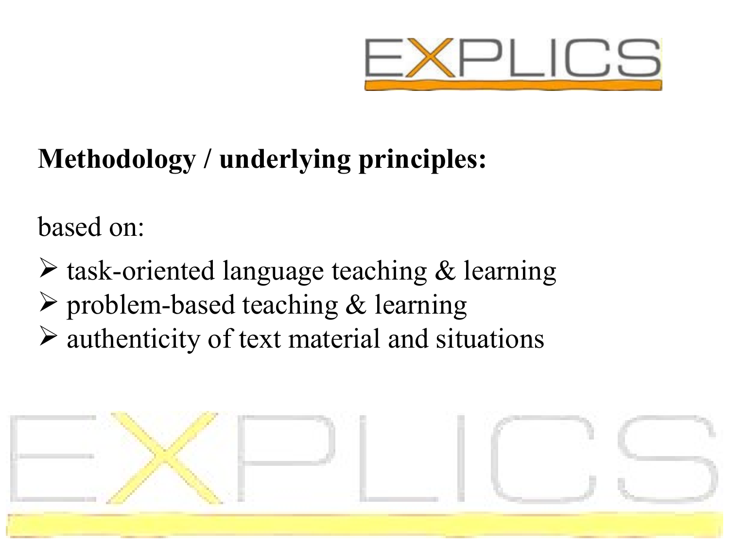**Methodology / underlying principles:**

based on:

- task-oriented language teaching & learning
- problem-based teaching & learning
- authenticity of text material and situations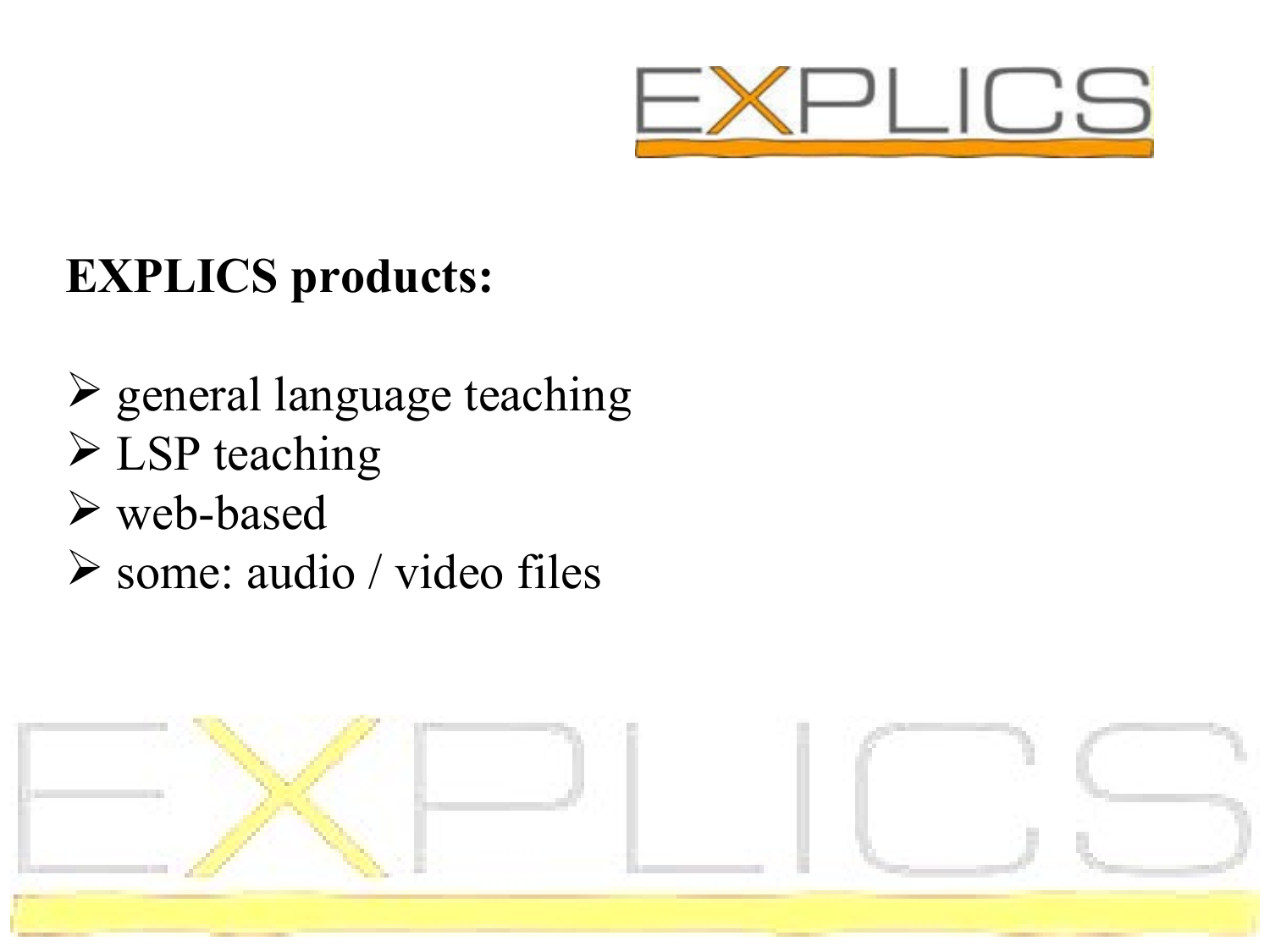**EXPLICS products:**

- general language teaching
- LSP teaching
- web-based
- some: audio / video files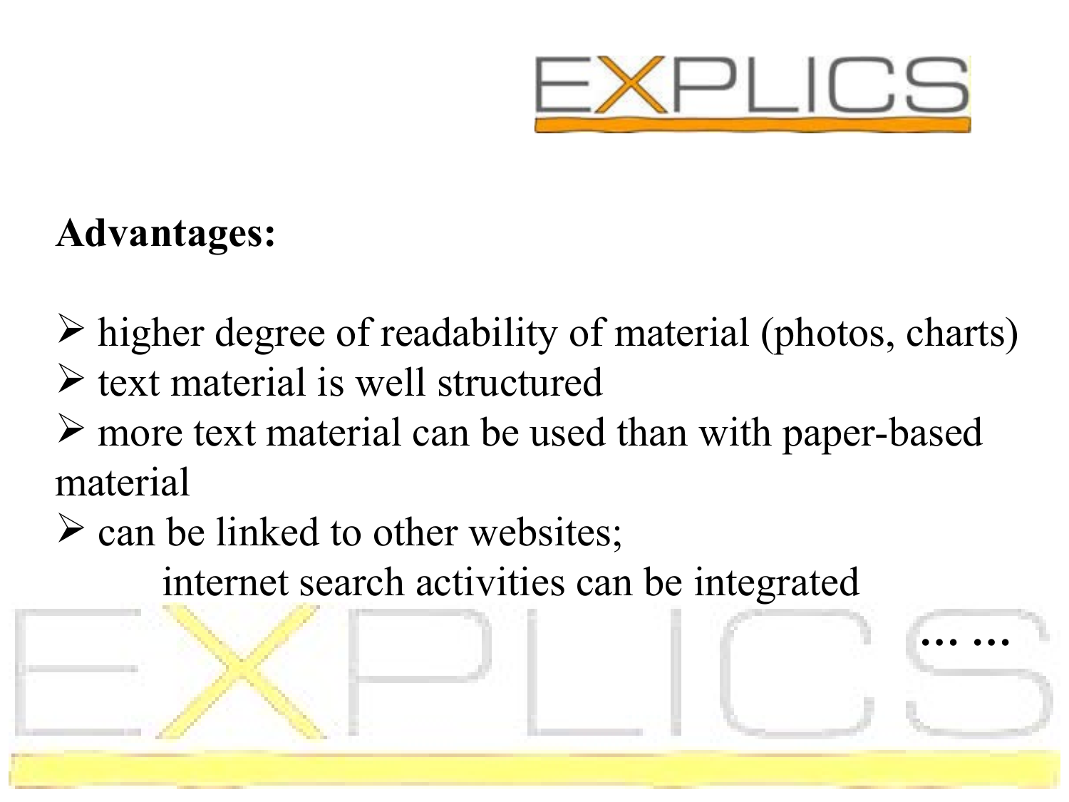**Advantages:**

- higher degree of readability of material (photos, charts)
- text material is well structured
- more text material can be used than with paper-based material
- can be linked to other websites; internet search activities can be integrated

… …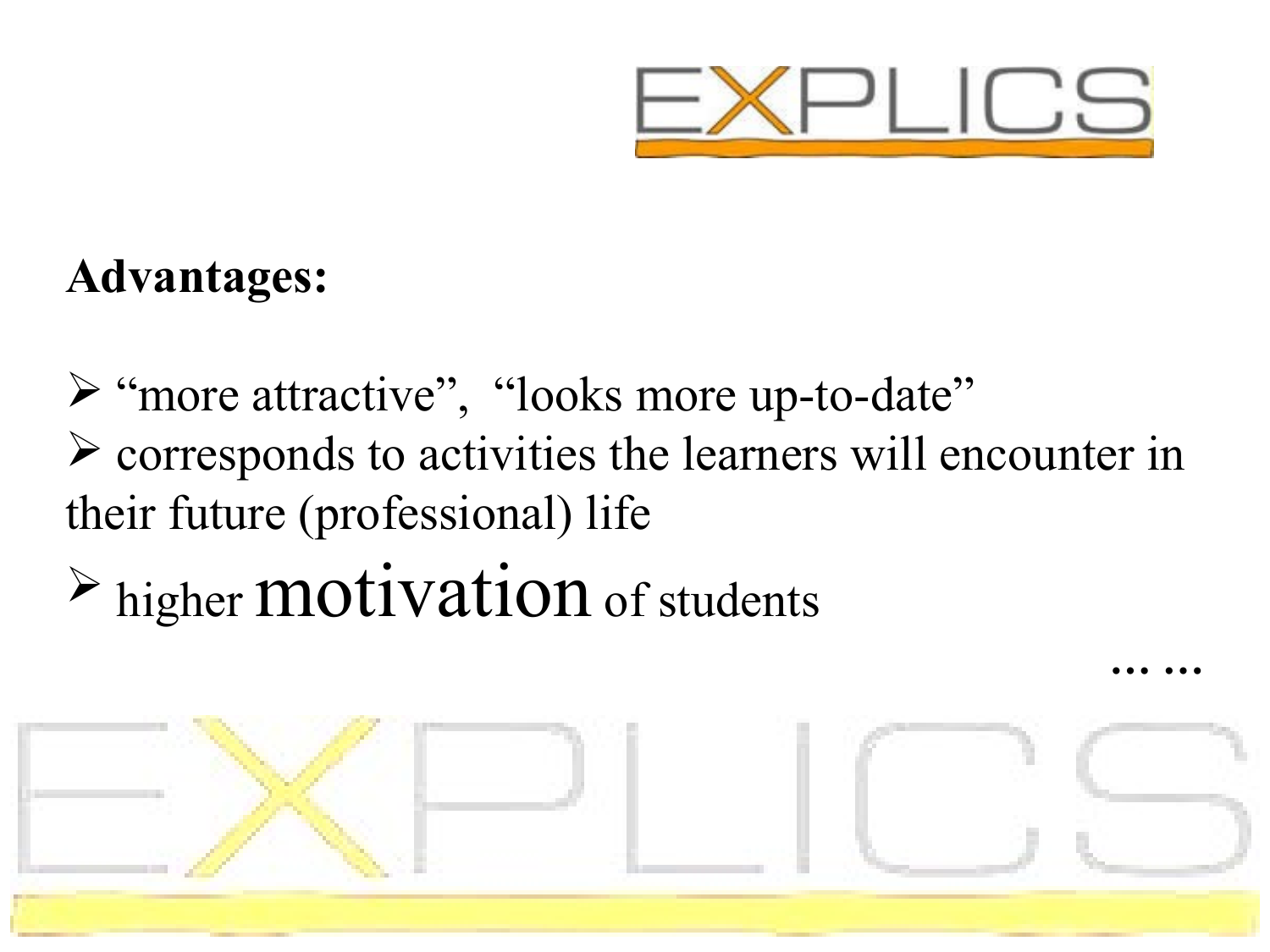**Advantages:**

- "more attractive", "looks more up-to-date"
- corresponds to activities the learners will encounter in their future (professional) life
- higher motivation of students

… …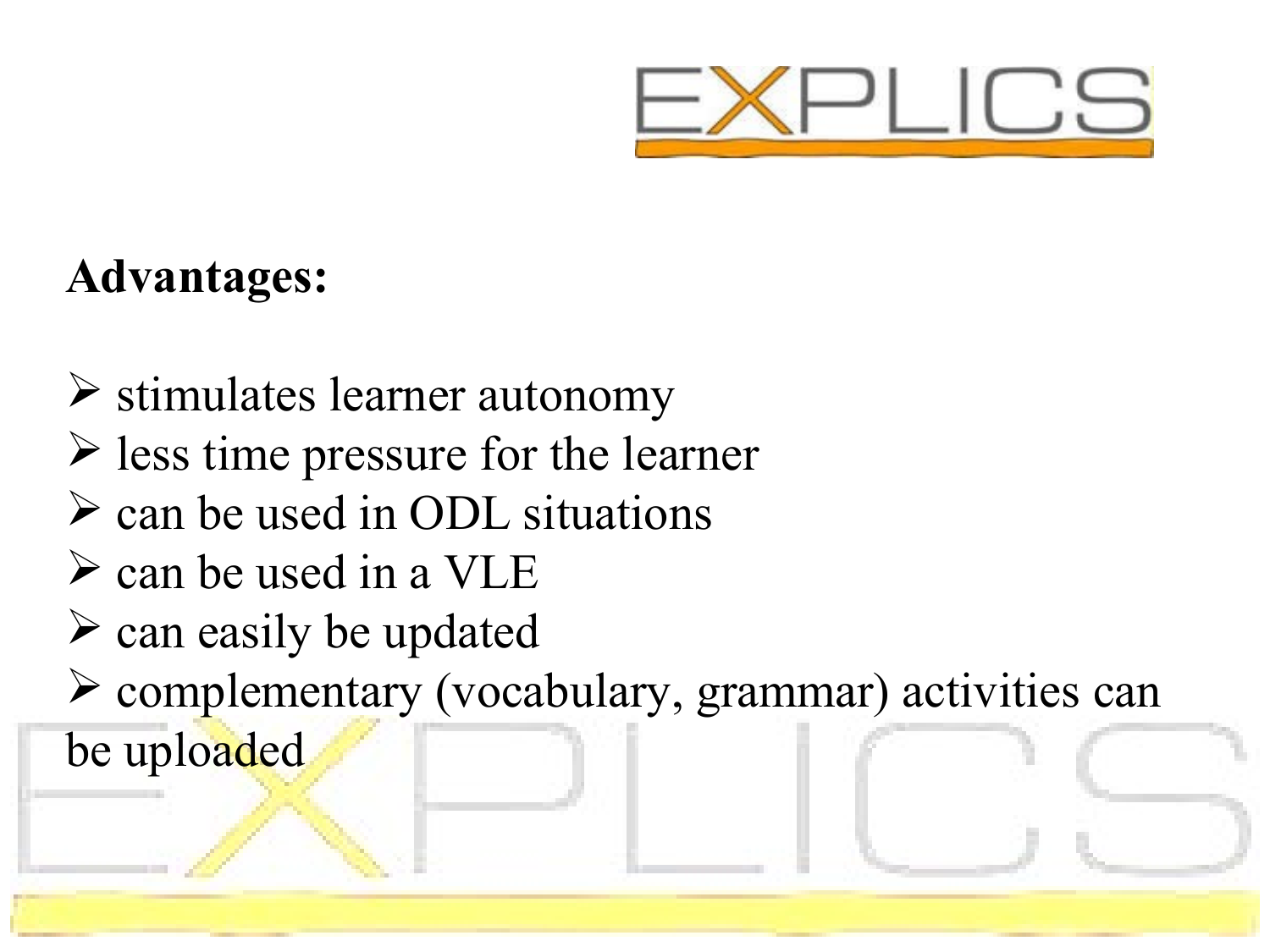**Advantages:**

- stimulates learner autonomy
- less time pressure for the learner
- can be used in ODL situations
- can be used in a VLE
- can easily be updated
- complementary (vocabulary, grammar) activities can be uploaded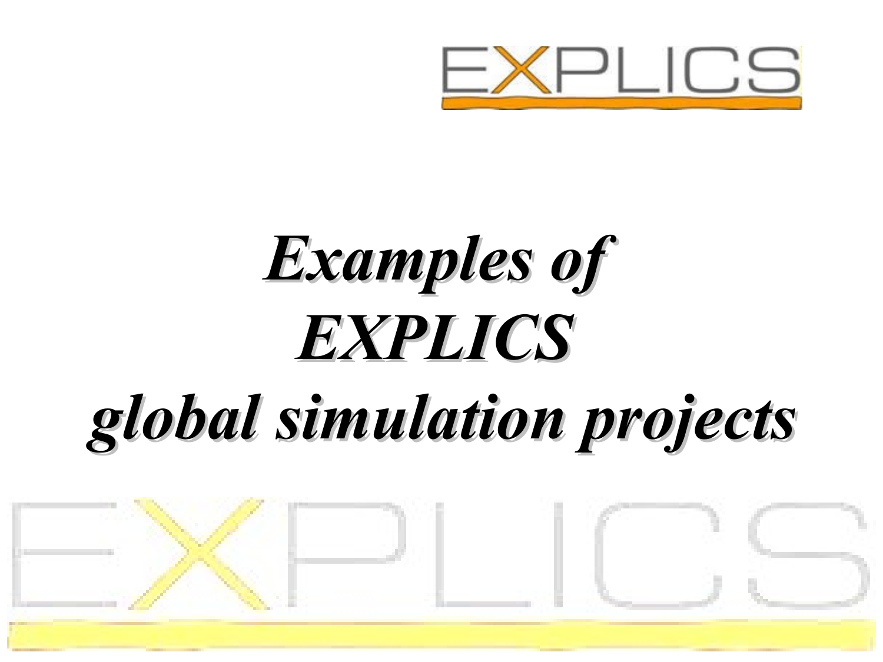# *Examples of EXPLICS global simulation projects*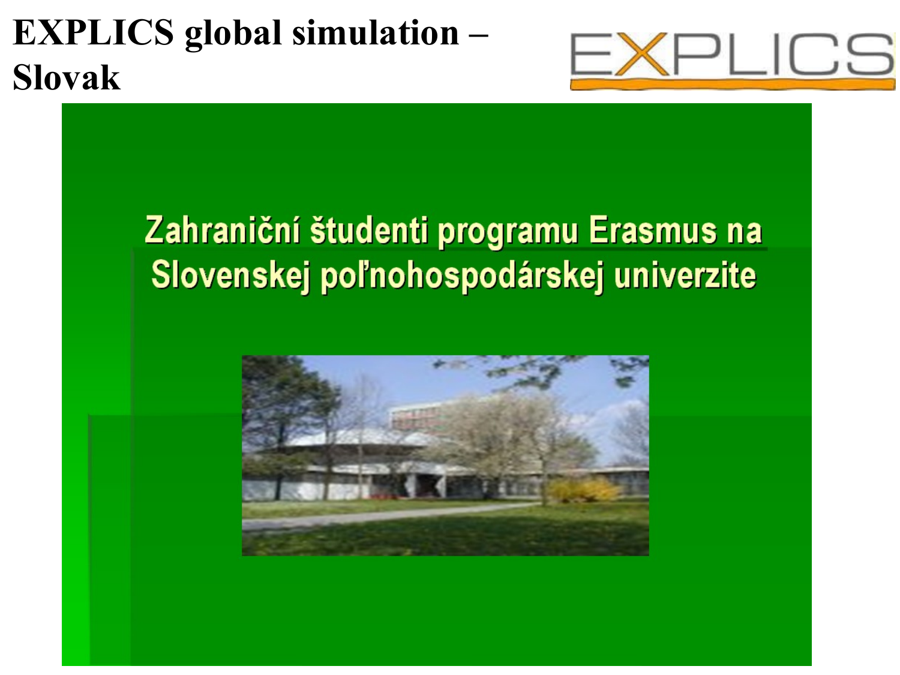# EXPLICS global simulation – Slovak

EXPLICS

Zahraniční študenti programu Erasmus na Slovenskej poľnohospodárskej univerzite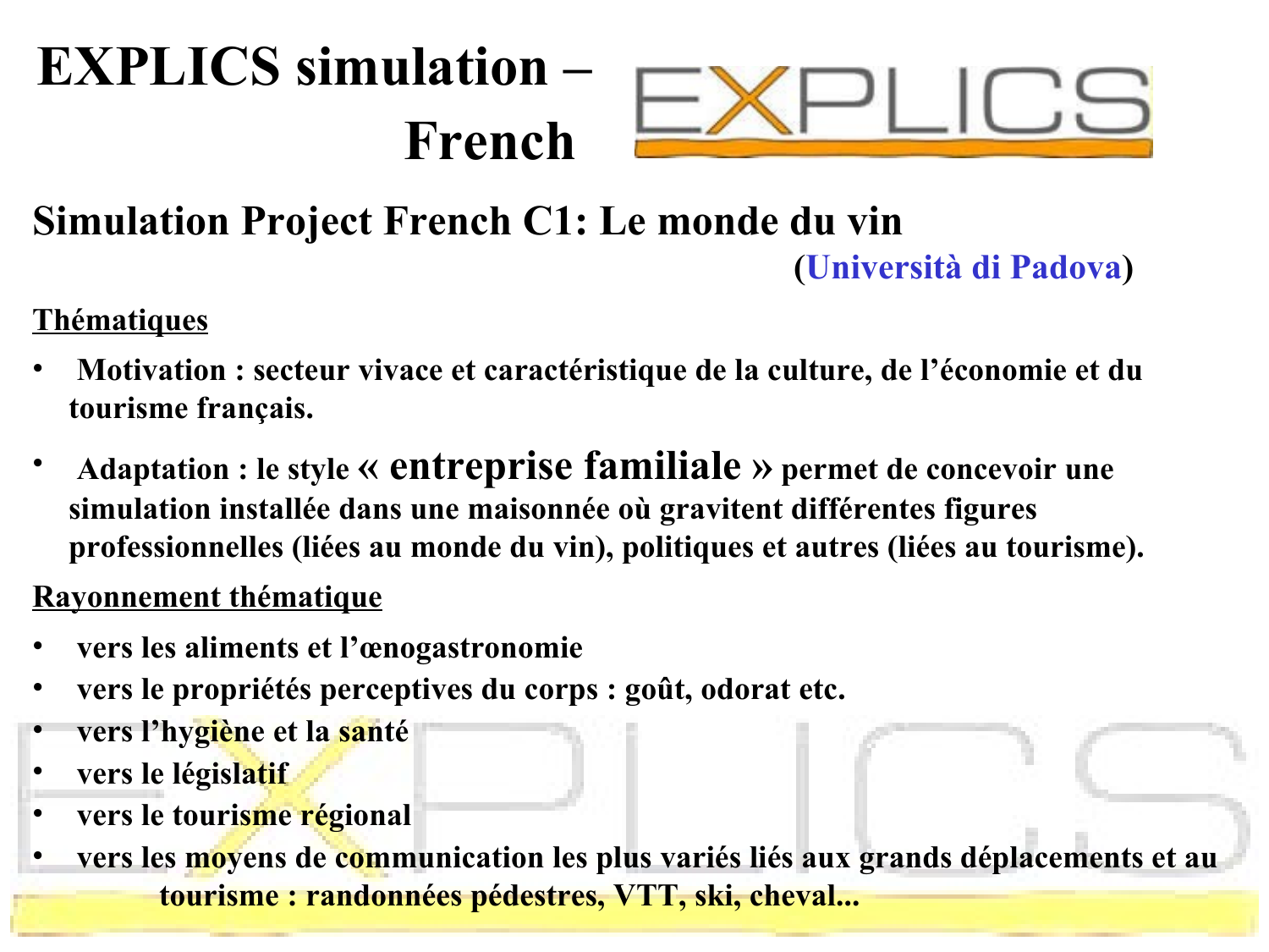# EXPLICS simulation – French

## Simulation Project French C1: Le monde du vin

(Università di Padova)

**Thématiques**

- **Motivation : secteur vivace et caractéristique de la culture, de l'économie et du tourisme français.**
- **Adaptation : le style « entreprise familiale » permet de concevoir une simulation installée dans une maisonnée où gravitent différentes figures professionnelles (liées au monde du vin), politiques et autres (liées au tourisme).**

**Rayonnement thématique**

- **vers les aliments et l'œnogastronomie**
- **vers le propriétés perceptives du corps : goût, odorat etc.**
- **vers l'hygiène et la santé**
- **vers le législatif**
- **vers le tourisme régional**
- **vers les moyens de communication les plus variés liés aux grands déplacements et au tourisme : randonnées pédestres, VTT, ski, cheval...**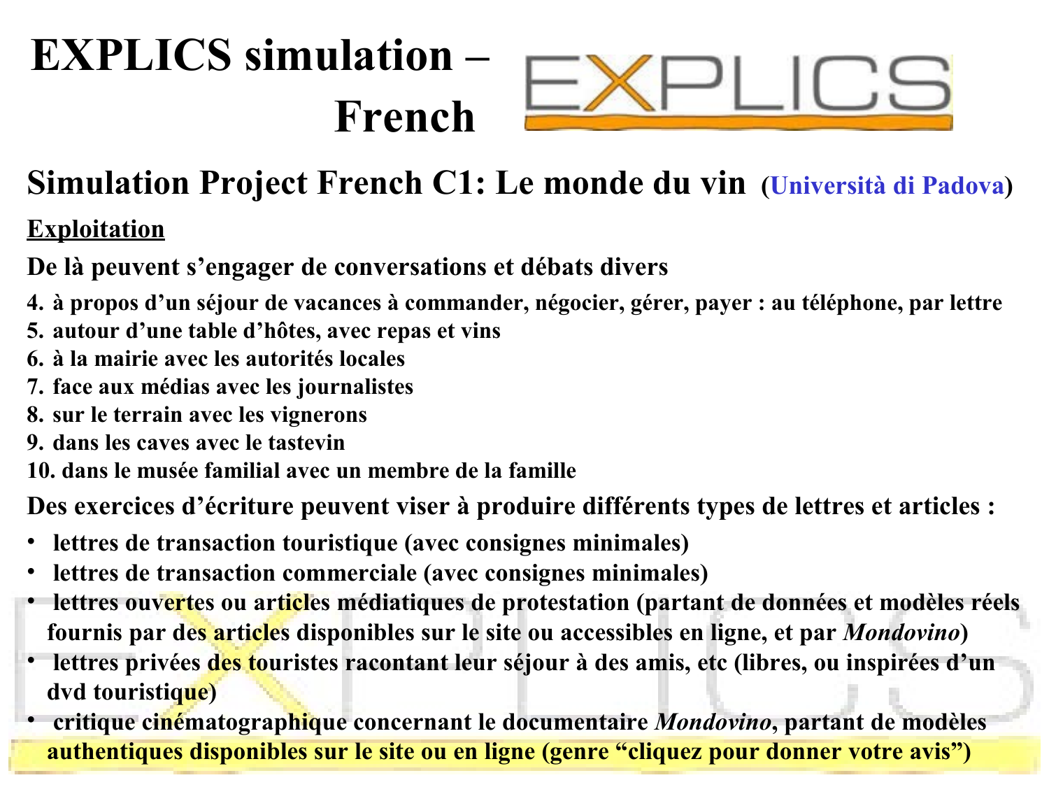# EXPLICS simulation – French

## Simulation Project French C1: Le monde du vin (Università di Padova)

**Exploitation**

**De là peuvent s'engager de conversations et débats divers**

4. à propos d'un séjour de vacances à commander, négocier, gérer, payer : au téléphone, par lettre
5. autour d'une table d'hôtes, avec repas et vins
6. à la mairie avec les autorités locales
7. face aux médias avec les journalistes
8. sur le terrain avec les vignerons
9. dans les caves avec le tastevin
10. dans le musée familial avec un membre de la famille

**Des exercices d'écriture peuvent viser à produire différents types de lettres et articles :**

- lettres de transaction touristique (avec consignes minimales)
- lettres de transaction commerciale (avec consignes minimales)
- lettres ouvertes ou articles médiatiques de protestation (partant de données et modèles réels fournis par des articles disponibles sur le site ou accessibles en ligne, et par *Mondovino*)
- lettres privées des touristes racontant leur séjour à des amis, etc (libres, ou inspirées d'un dvd touristique)
- critique cinématographique concernant le documentaire *Mondovino*, partant de modèles authentiques disponibles sur le site ou en ligne (genre "cliquez pour donner votre avis")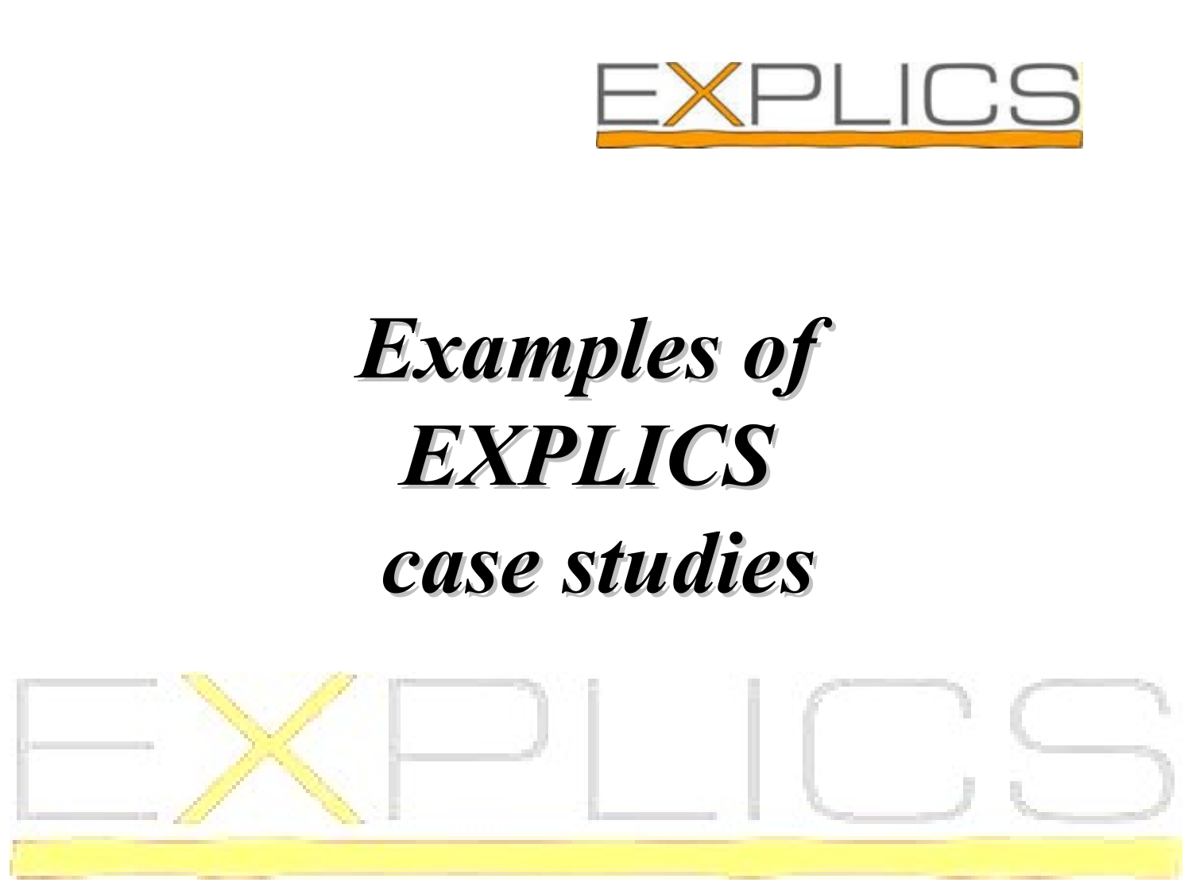# *Examples of EXPLICS case studies*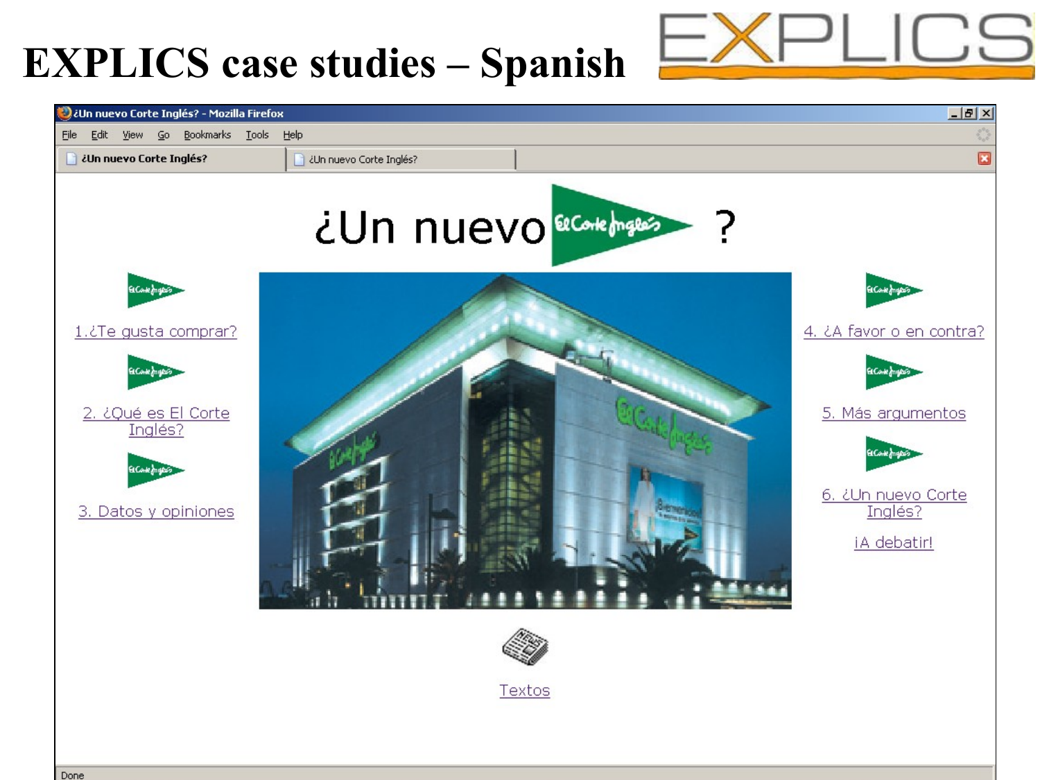# EXPLICS case studies – Spanish

¿Un nuevo El Corte Inglés?

1.¿Te gusta comprar?

2. ¿Qué es El Corte Inglés?

3. Datos y opiniones

4. ¿A favor o en contra?

5. Más argumentos

6. ¿Un nuevo Corte Inglés?

¡A debatir!

Textos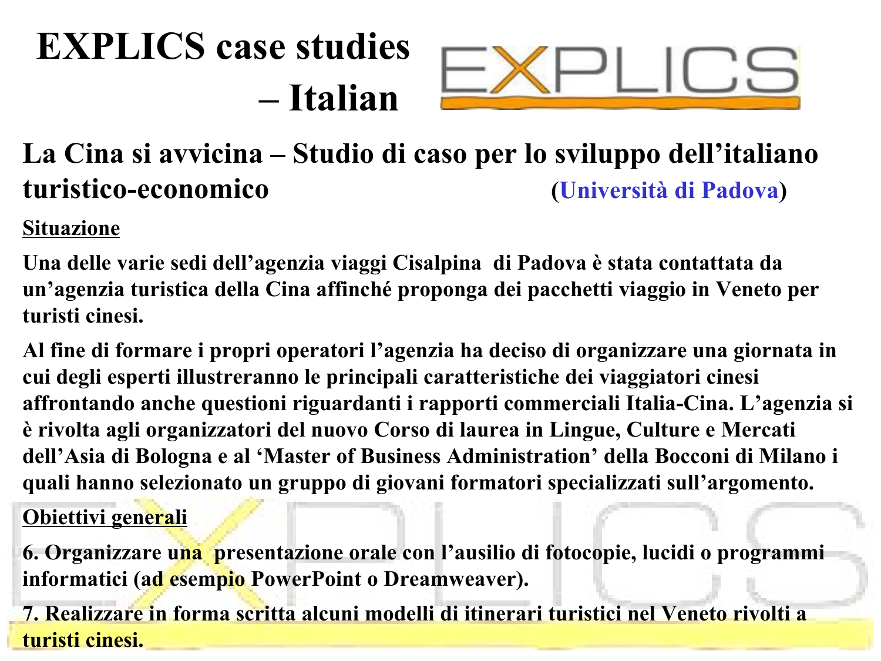# EXPLICS case studies – Italian

## La Cina si avvicina – Studio di caso per lo sviluppo dell'italiano turistico-economico (Università di Padova)

**Situazione**

Una delle varie sedi dell'agenzia viaggi Cisalpina di Padova è stata contattata da un'agenzia turistica della Cina affinché proponga dei pacchetti viaggio in Veneto per turisti cinesi.

Al fine di formare i propri operatori l'agenzia ha deciso di organizzare una giornata in cui degli esperti illustreranno le principali caratteristiche dei viaggiatori cinesi affrontando anche questioni riguardanti i rapporti commerciali Italia-Cina. L'agenzia si è rivolta agli organizzatori del nuovo Corso di laurea in Lingue, Culture e Mercati dell'Asia di Bologna e al 'Master of Business Administration' della Bocconi di Milano i quali hanno selezionato un gruppo di giovani formatori specializzati sull'argomento.

**Obiettivi generali**

6. Organizzare una presentazione orale con l'ausilio di fotocopie, lucidi o programmi informatici (ad esempio PowerPoint o Dreamweaver).

7. Realizzare in forma scritta alcuni modelli di itinerari turistici nel Veneto rivolti a turisti cinesi.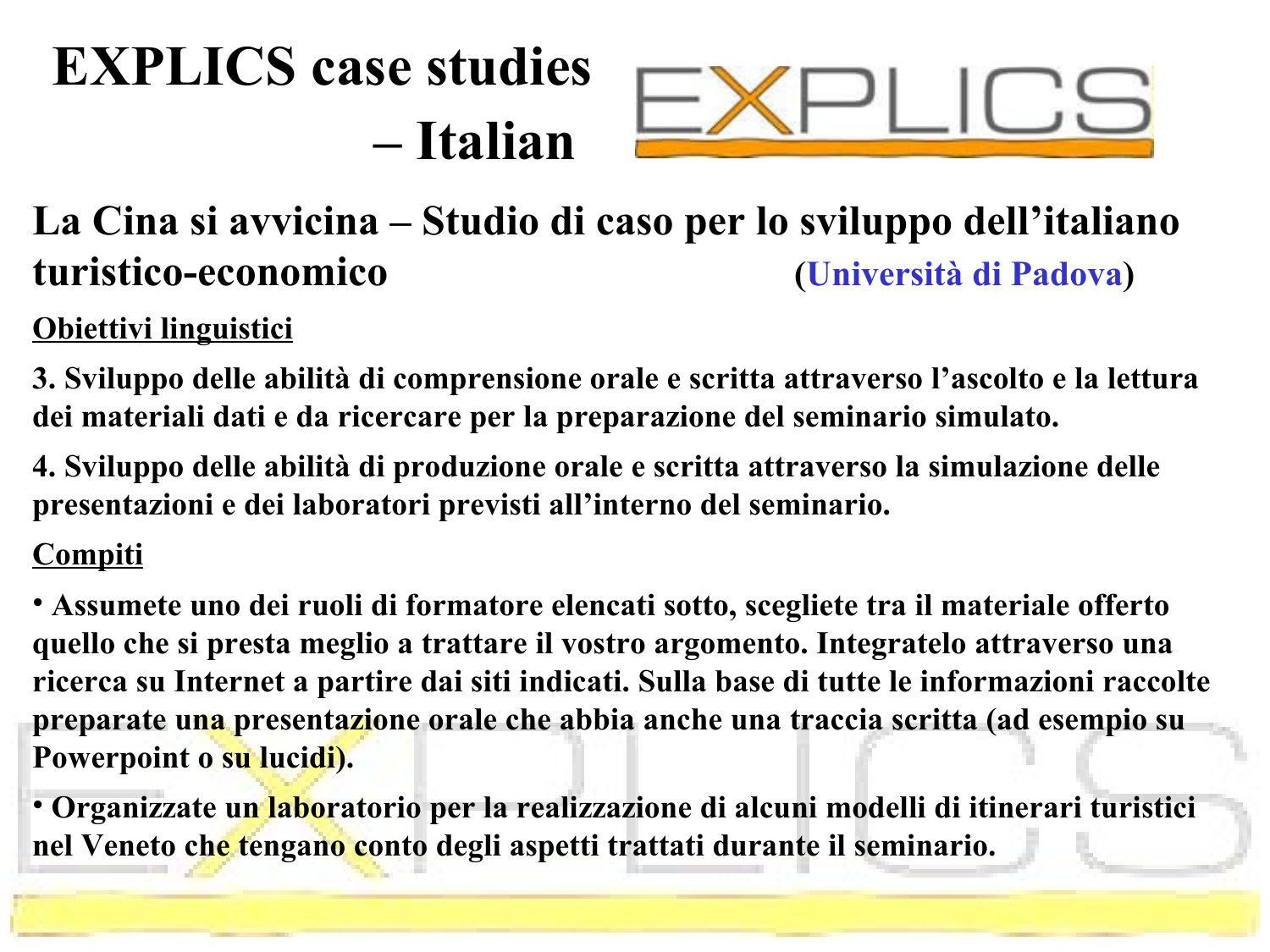# EXPLICS case studies – Italian

## La Cina si avvicina – Studio di caso per lo sviluppo dell'italiano turistico-economico (Università di Padova)

**Obiettivi linguistici**

**3. Sviluppo delle abilità di comprensione orale e scritta attraverso l'ascolto e la lettura dei materiali dati e da ricercare per la preparazione del seminario simulato.**

**4. Sviluppo delle abilità di produzione orale e scritta attraverso la simulazione delle presentazioni e dei laboratori previsti all'interno del seminario.**

**Compiti**

- **Assumete uno dei ruoli di formatore elencati sotto, scegliete tra il materiale offerto quello che si presta meglio a trattare il vostro argomento. Integratelo attraverso una ricerca su Internet a partire dai siti indicati. Sulla base di tutte le informazioni raccolte preparate una presentazione orale che abbia anche una traccia scritta (ad esempio su Powerpoint o su lucidi).**
- **Organizzate un laboratorio per la realizzazione di alcuni modelli di itinerari turistici nel Veneto che tengano conto degli aspetti trattati durante il seminario.**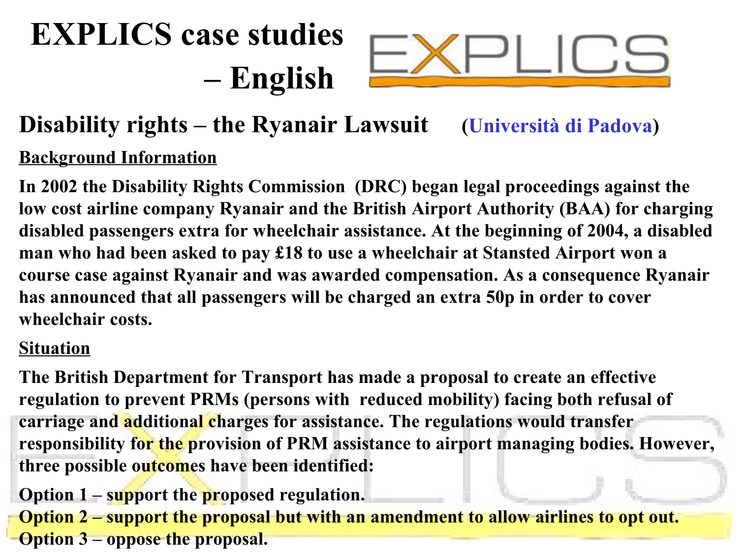# EXPLICS case studies – English

## Disability rights – the Ryanair Lawsuit (Università di Padova)

**Background Information**

**In 2002 the Disability Rights Commission (DRC) began legal proceedings against the low cost airline company Ryanair and the British Airport Authority (BAA) for charging disabled passengers extra for wheelchair assistance. At the beginning of 2004, a disabled man who had been asked to pay £18 to use a wheelchair at Stansted Airport won a course case against Ryanair and was awarded compensation. As a consequence Ryanair has announced that all passengers will be charged an extra 50p in order to cover wheelchair costs.**

**Situation**

**The British Department for Transport has made a proposal to create an effective regulation to prevent PRMs (persons with reduced mobility) facing both refusal of carriage and additional charges for assistance. The regulations would transfer responsibility for the provision of PRM assistance to airport managing bodies. However, three possible outcomes have been identified:**

**Option 1 – support the proposed regulation.**
**Option 2 – support the proposal but with an amendment to allow airlines to opt out.**
**Option 3 – oppose the proposal.**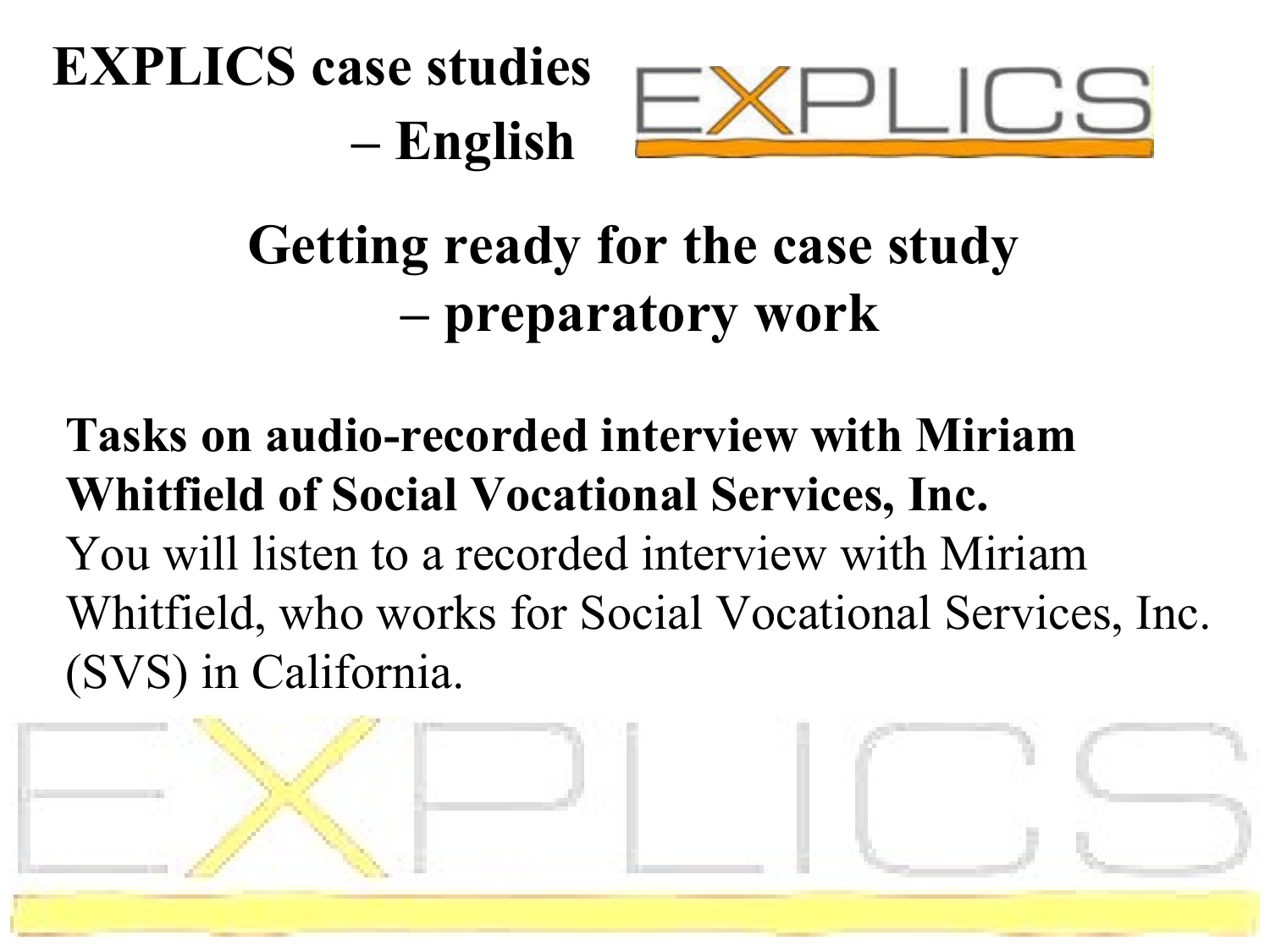# EXPLICS case studies – English

## Getting ready for the case study – preparatory work

**Tasks on audio-recorded interview with Miriam Whitfield of Social Vocational Services, Inc.**

You will listen to a recorded interview with Miriam Whitfield, who works for Social Vocational Services, Inc. (SVS) in California.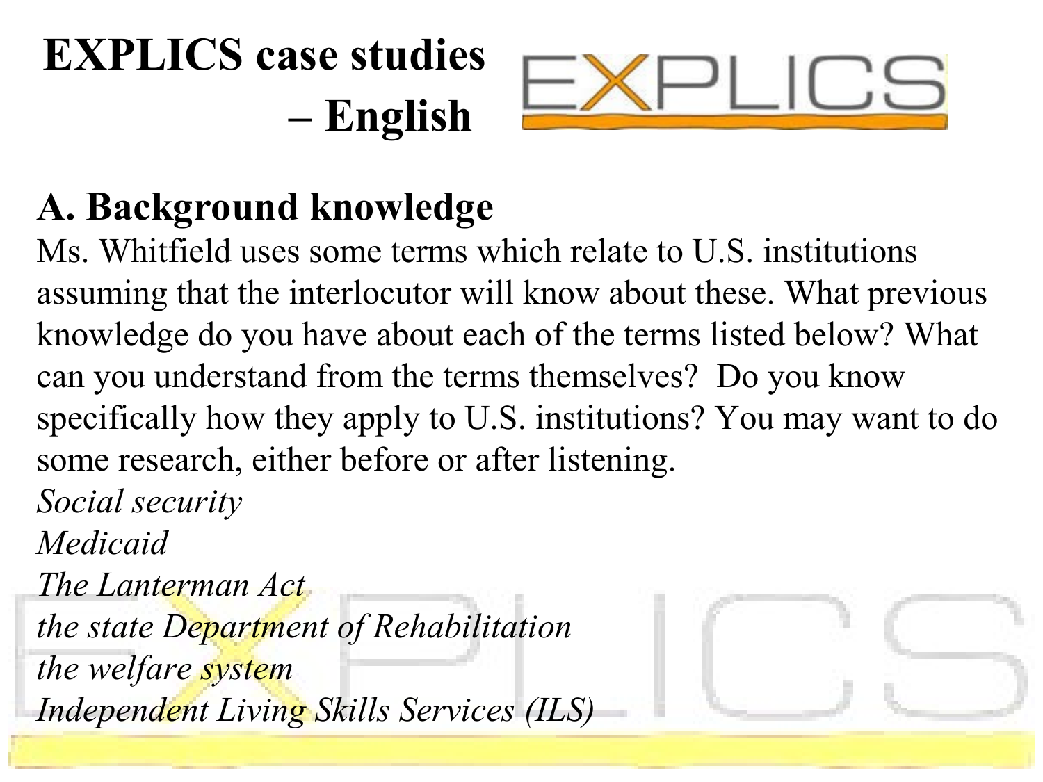# EXPLICS case studies – English

## A. Background knowledge

Ms. Whitfield uses some terms which relate to U.S. institutions assuming that the interlocutor will know about these. What previous knowledge do you have about each of the terms listed below? What can you understand from the terms themselves? Do you know specifically how they apply to U.S. institutions? You may want to do some research, either before or after listening.

*Social security*
*Medicaid*
*The Lanterman Act*
*the state Department of Rehabilitation*
*the welfare system*
*Independent Living Skills Services (ILS)*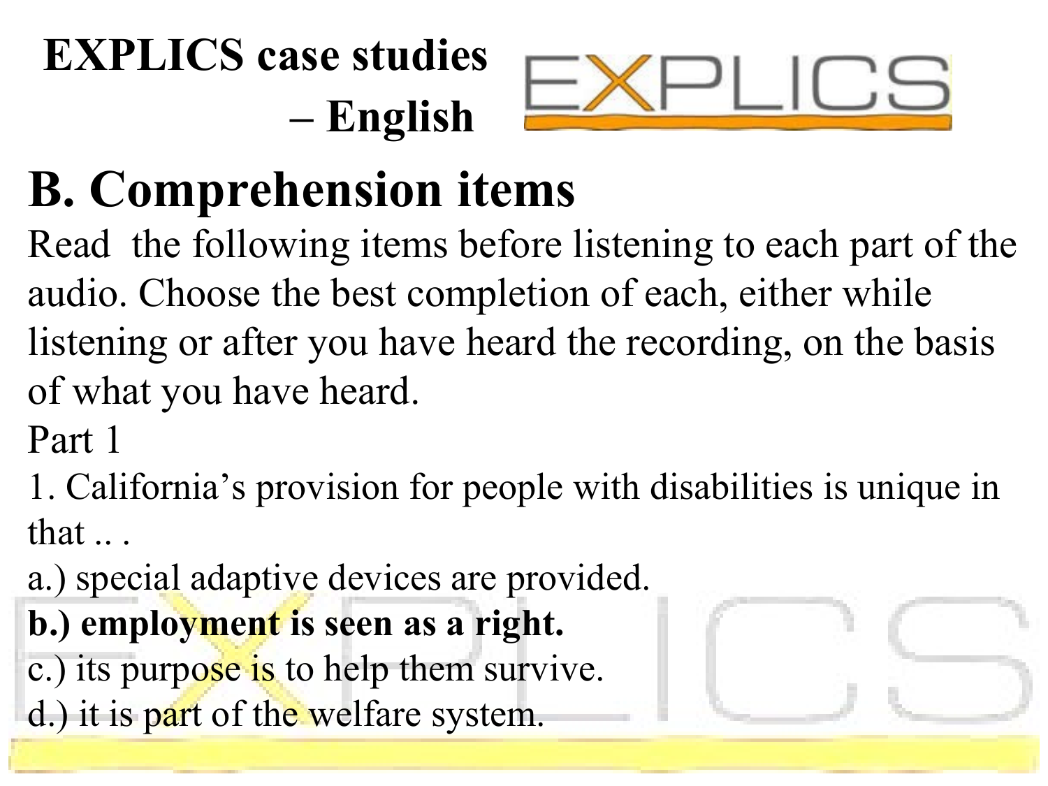# EXPLICS case studies – English

## B. Comprehension items

Read the following items before listening to each part of the audio. Choose the best completion of each, either while listening or after you have heard the recording, on the basis of what you have heard.

Part 1

1. California's provision for people with disabilities is unique in that .. .

a.) special adaptive devices are provided.

**b.) employment is seen as a right.**

c.) its purpose is to help them survive.

d.) it is part of the welfare system.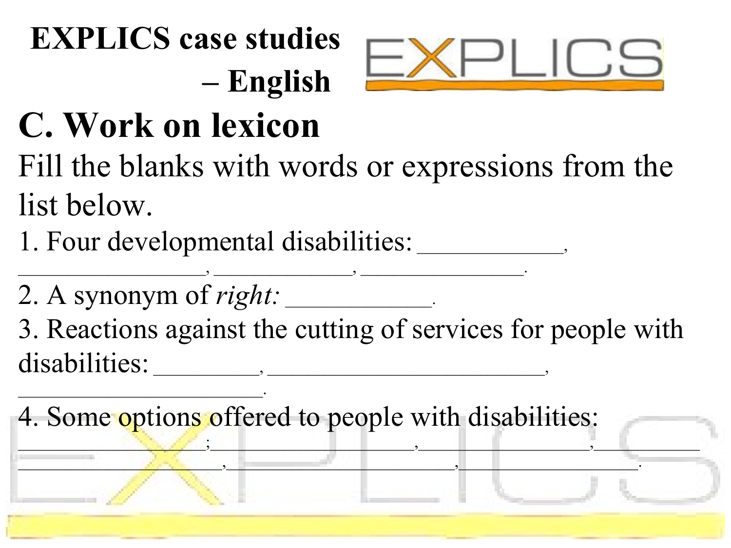# EXPLICS case studies – English

## C. Work on lexicon

Fill the blanks with words or expressions from the list below.

1. Four developmental disabilities: ___________, _______________, ___________, _____________.
2. A synonym of *right:* ___________.
3. Reactions against the cutting of services for people with disabilities: ________, ____________________, __________________.
4. Some options offered to people with disabilities: ______________; ________________, ______________, _______________________, ____________________, _________________.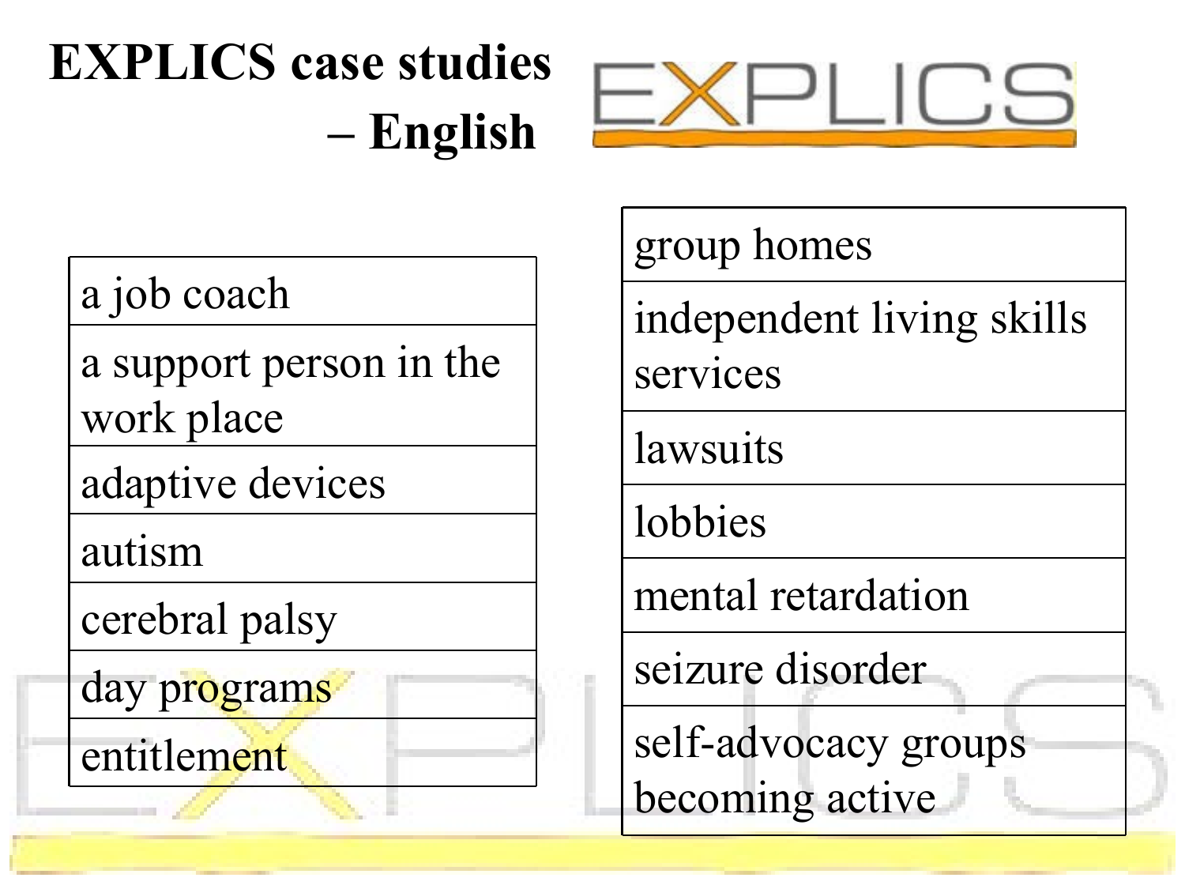# EXPLICS case studies – English

| |
|---|
| a job coach |
| a support person in the work place |
| adaptive devices |
| autism |
| cerebral palsy |
| day programs |
| entitlement |

| |
|---|
| group homes |
| independent living skills services |
| lawsuits |
| lobbies |
| mental retardation |
| seizure disorder |
| self-advocacy groups becoming active |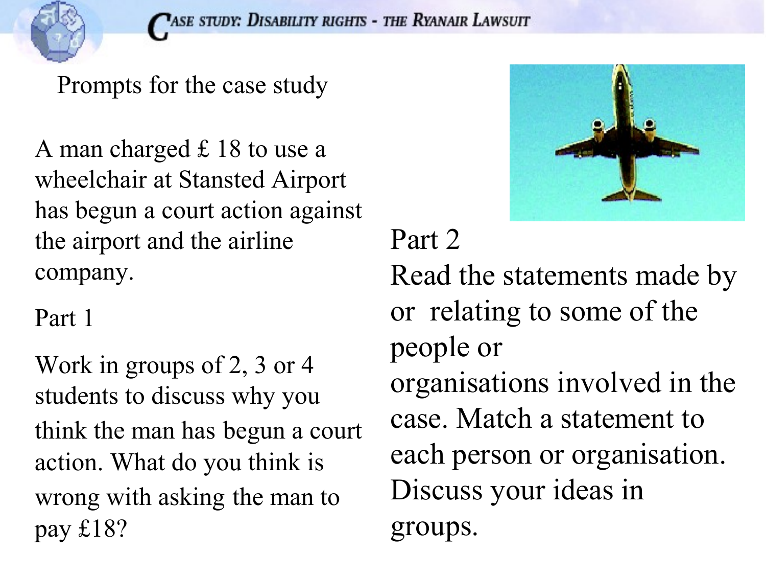# Case Study: Disability Rights - The Ryanair Lawsuit

Prompts for the case study

A man charged £ 18 to use a wheelchair at Stansted Airport has begun a court action against the airport and the airline company.

Part 1

Work in groups of 2, 3 or 4 students to discuss why you think the man has begun a court action. What do you think is wrong with asking the man to pay £18?

Part 2

Read the statements made by or relating to some of the people or organisations involved in the case. Match a statement to each person or organisation. Discuss your ideas in groups.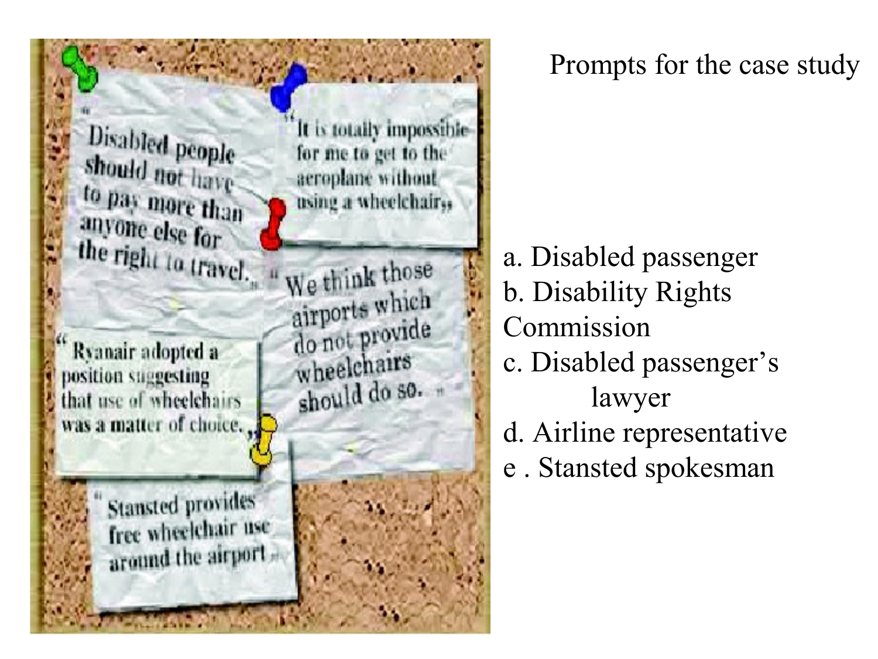Prompts for the case study

"Disabled people should not have to pay more than anyone else for the right to travel."

"It is totally impossible for me to get to the aeroplane without using a wheelchair"

"We think those airports which do not provide wheelchairs should do so."

"Ryanair adopted a position suggesting that use of wheelchairs was a matter of choice."

"Stansted provides free wheelchair use around the airport"

a. Disabled passenger
b. Disability Rights Commission
c. Disabled passenger's lawyer
d. Airline representative
e . Stansted spokesman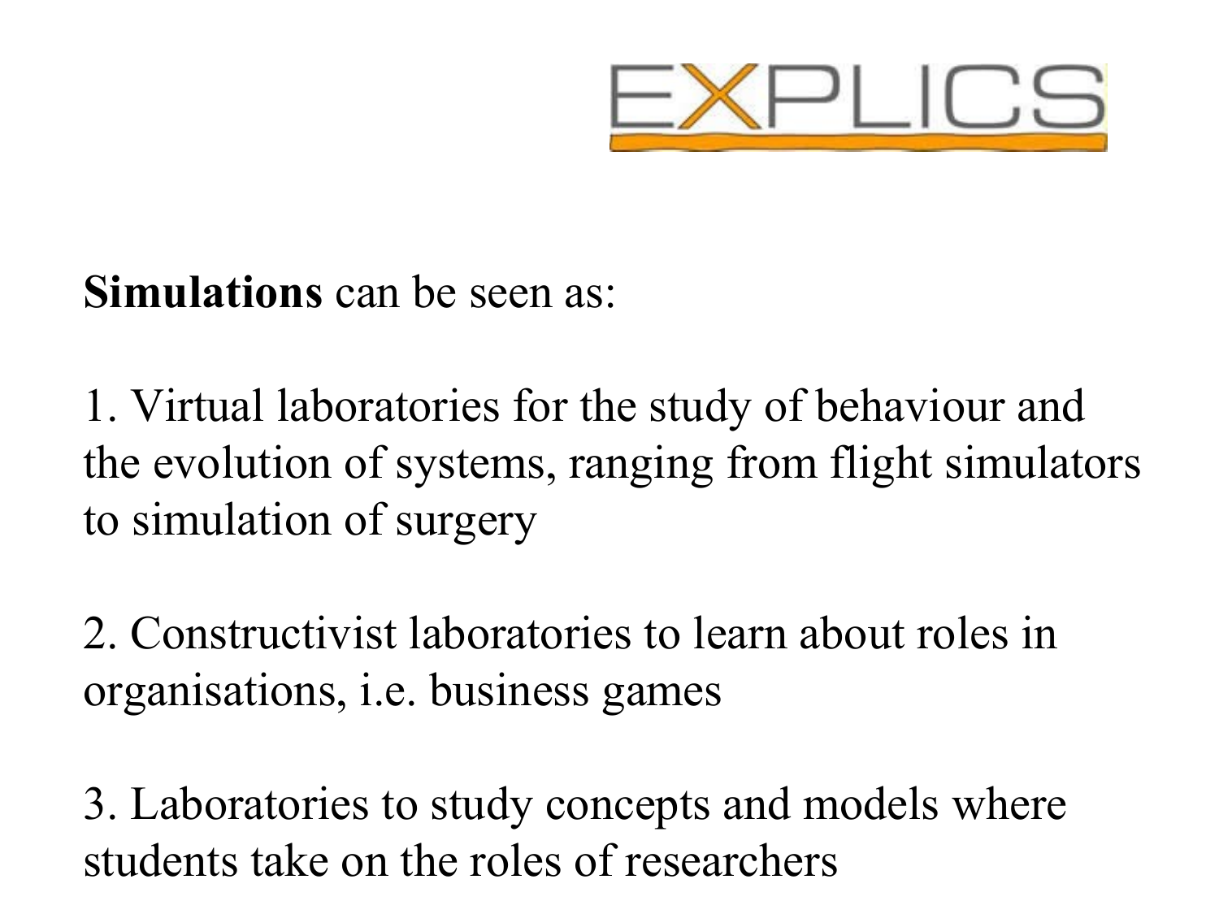EXPLICS

**Simulations** can be seen as:

1. Virtual laboratories for the study of behaviour and the evolution of systems, ranging from flight simulators to simulation of surgery

2. Constructivist laboratories to learn about roles in organisations, i.e. business games

3. Laboratories to study concepts and models where students take on the roles of researchers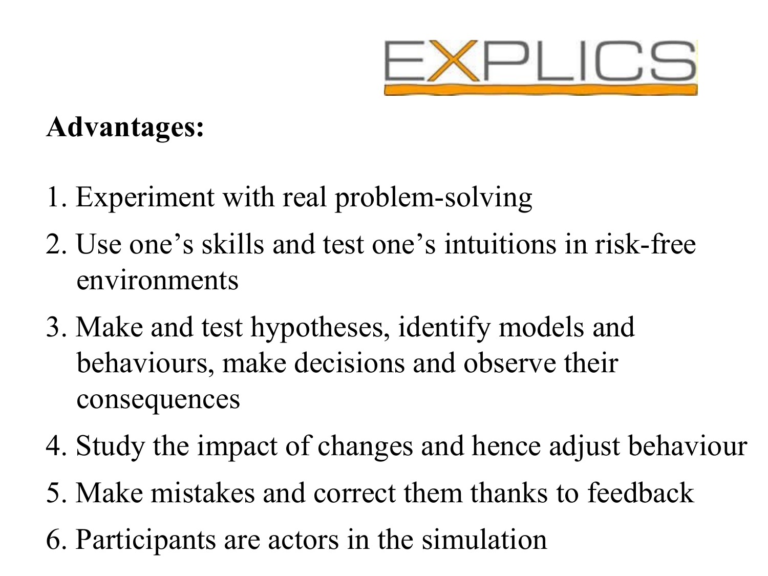EXPLICS

**Advantages:**

1. Experiment with real problem-solving
2. Use one’s skills and test one’s intuitions in risk-free environments
3. Make and test hypotheses, identify models and behaviours, make decisions and observe their consequences
4. Study the impact of changes and hence adjust behaviour
5. Make mistakes and correct them thanks to feedback
6. Participants are actors in the simulation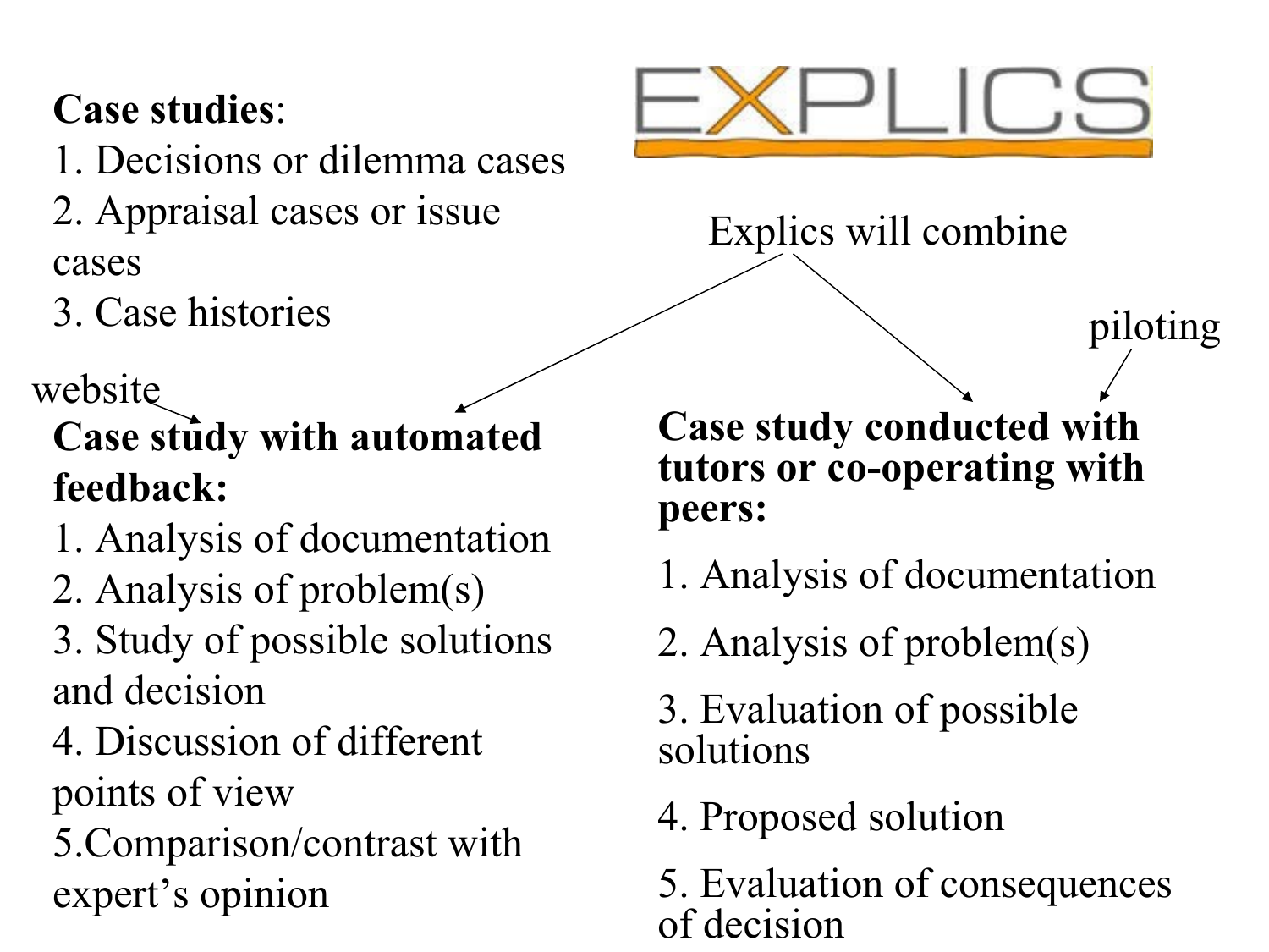**Case studies**:

1. Decisions or dilemma cases
2. Appraisal cases or issue cases
3. Case histories

EXPLICS

Explics will combine

website

**Case study with automated feedback:**

1. Analysis of documentation
2. Analysis of problem(s)
3. Study of possible solutions and decision
4. Discussion of different points of view
5. Comparison/contrast with expert's opinion

piloting

**Case study conducted with tutors or co-operating with peers:**

1. Analysis of documentation
2. Analysis of problem(s)
3. Evaluation of possible solutions
4. Proposed solution
5. Evaluation of consequences of decision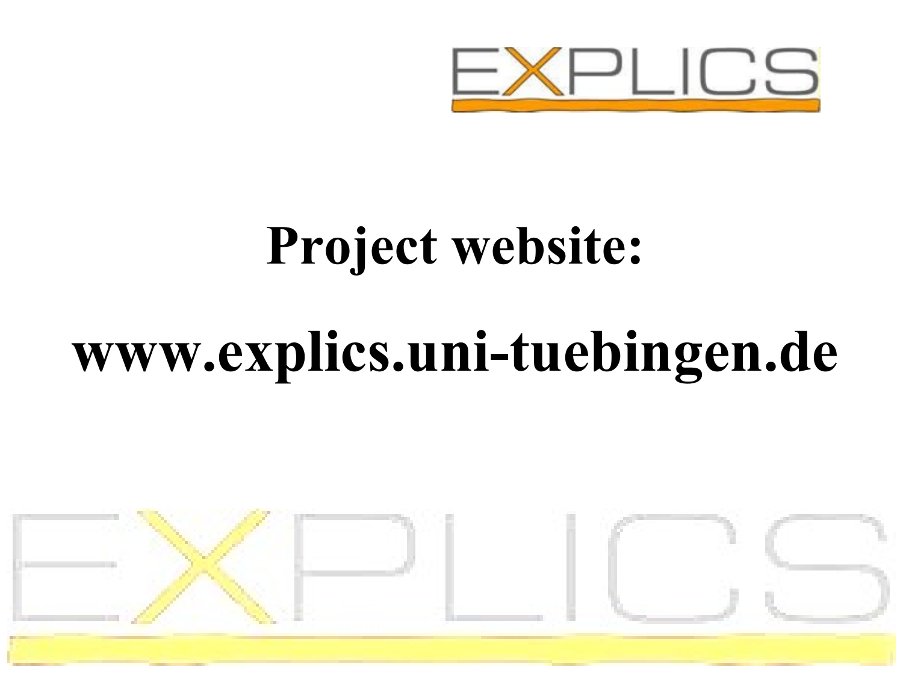**Project website:**

**www.explics.uni-tuebingen.de**